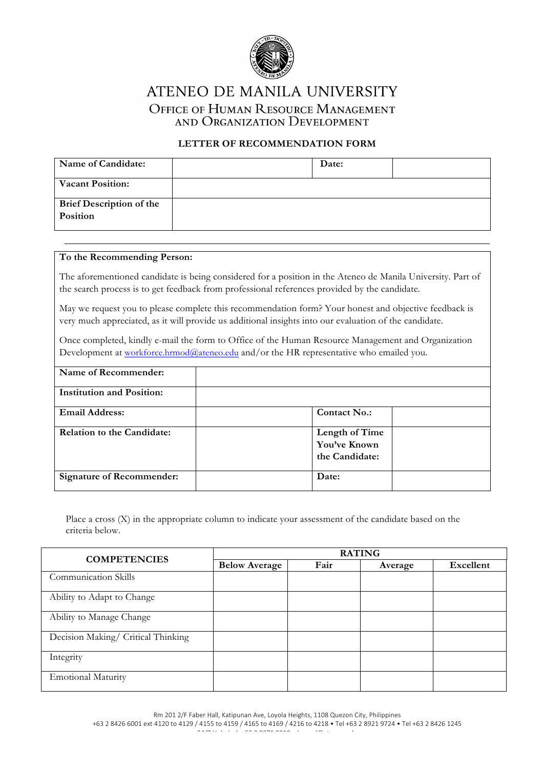# ATENEO DE MANILA UNIVERSITY

## Office of Human Resource Management and Organization Development

### LETTER OF RECOMMENDATION FORM

| **Name of Candidate:** | | **Date:** | |
|---|---|---|---|
| **Vacant Position:** | | | |
| **Brief Description of the Position** | | | |

---

**To the Recommending Person:**

The aforementioned candidate is being considered for a position in the Ateneo de Manila University. Part of the search process is to get feedback from professional references provided by the candidate.

May we request you to please complete this recommendation form? Your honest and objective feedback is very much appreciated, as it will provide us additional insights into our evaluation of the candidate.

Once completed, kindly e-mail the form to Office of the Human Resource Management and Organization Development at workforce.hrmod@ateneo.edu and/or the HR representative who emailed you.

| **Name of Recommender:** | | | |
|---|---|---|---|
| **Institution and Position:** | | | |
| **Email Address:** | | **Contact No.:** | |
| **Relation to the Candidate:** | | **Length of Time You've Known the Candidate:** | |
| **Signature of Recommender:** | | **Date:** | |

Place a cross (X) in the appropriate column to indicate your assessment of the candidate based on the criteria below.

| **COMPETENCIES** | **RATING** | | | |
|---|---|---|---|---|
| | **Below Average** | **Fair** | **Average** | **Excellent** |
| Communication Skills | | | | |
| Ability to Adapt to Change | | | | |
| Ability to Manage Change | | | | |
| Decision Making/ Critical Thinking | | | | |
| Integrity | | | | |
| Emotional Maturity | | | | |

Rm 201 2/F Faber Hall, Katipunan Ave, Loyola Heights, 1108 Quezon City, Philippines
+63 2 8426 6001 ext 4120 to 4129 / 4155 to 4159 / 4165 to 4169 / 4216 to 4218 • Tel +63 2 8921 9724 • Tel +63 2 8426 1245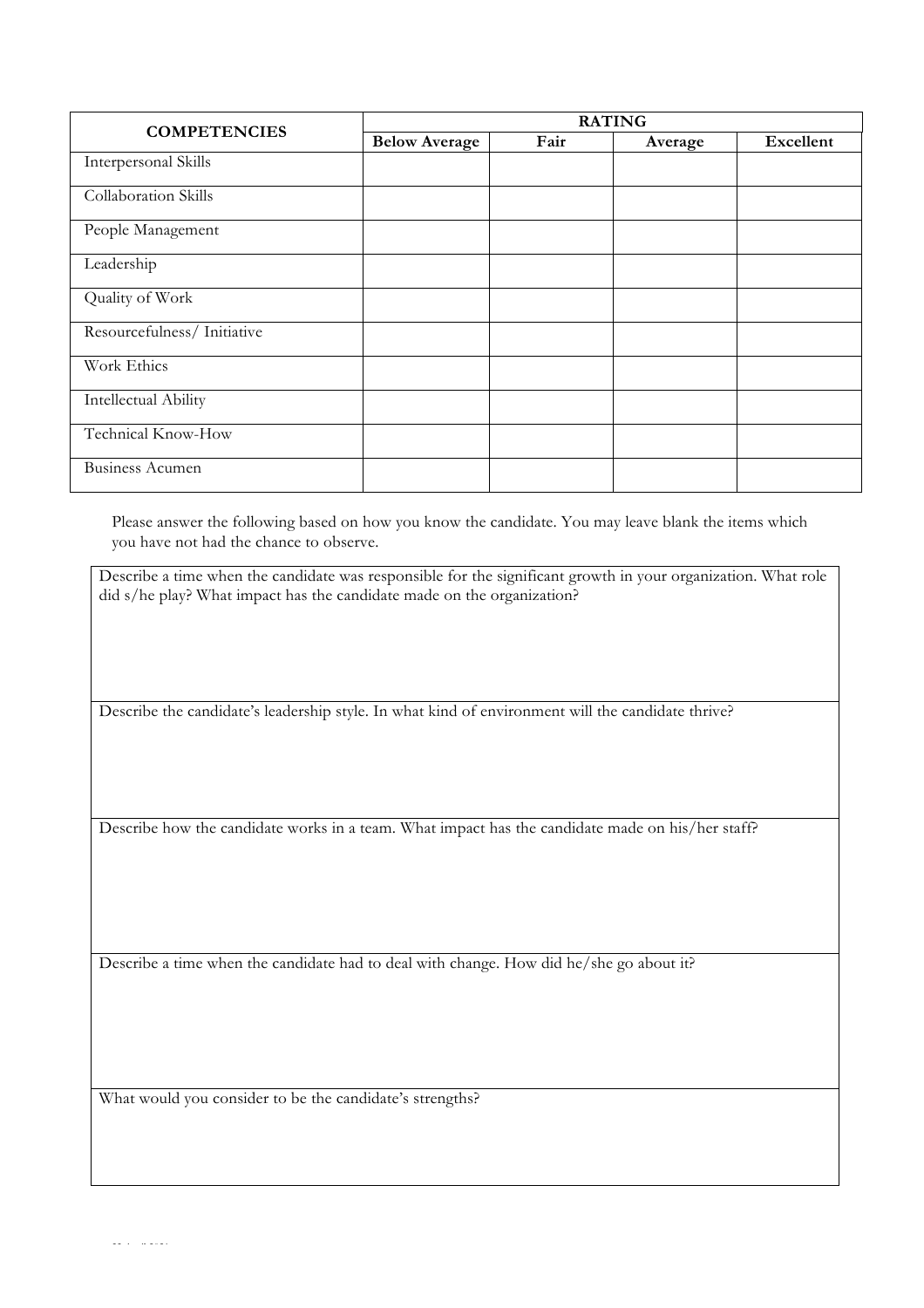| COMPETENCIES | RATING | | | |
|---|---|---|---|---|
| | **Below Average** | **Fair** | **Average** | **Excellent** |
| Interpersonal Skills | | | | |
| Collaboration Skills | | | | |
| People Management | | | | |
| Leadership | | | | |
| Quality of Work | | | | |
| Resourcefulness/ Initiative | | | | |
| Work Ethics | | | | |
| Intellectual Ability | | | | |
| Technical Know-How | | | | |
| Business Acumen | | | | |

Please answer the following based on how you know the candidate. You may leave blank the items which you have not had the chance to observe.

| Describe a time when the candidate was responsible for the significant growth in your organization. What role did s/he play? What impact has the candidate made on the organization? |
|---|
| Describe the candidate's leadership style. In what kind of environment will the candidate thrive? |
| Describe how the candidate works in a team. What impact has the candidate made on his/her staff? |
| Describe a time when the candidate had to deal with change. How did he/she go about it? |
| What would you consider to be the candidate's strengths? |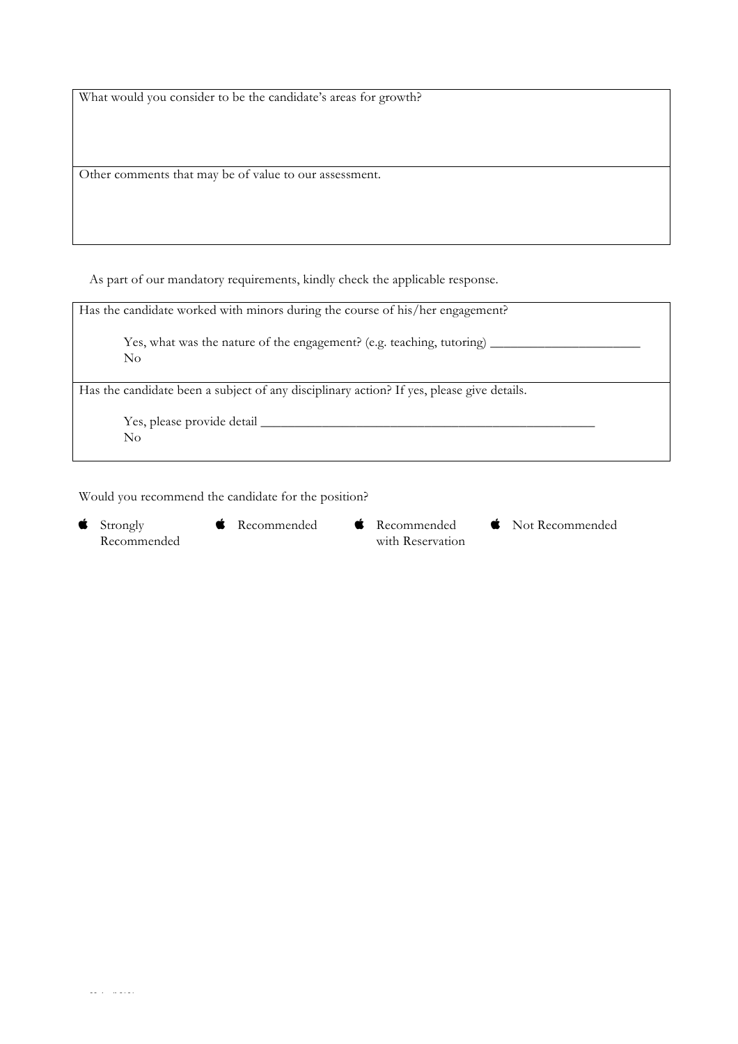| What would you consider to be the candidate's areas for growth? |
| --- |
| Other comments that may be of value to our assessment. |

As part of our mandatory requirements, kindly check the applicable response.

| Has the candidate worked with minors during the course of his/her engagement?<br><br>Yes, what was the nature of the engagement? (e.g. teaching, tutoring) _______________________<br>No |
| --- |
| Has the candidate been a subject of any disciplinary action? If yes, please give details.<br><br>Yes, please provide detail ____________________________________________________<br>No |

Would you recommend the candidate for the position?

- Strongly Recommended
- Recommended
- Recommended with Reservation
- Not Recommended